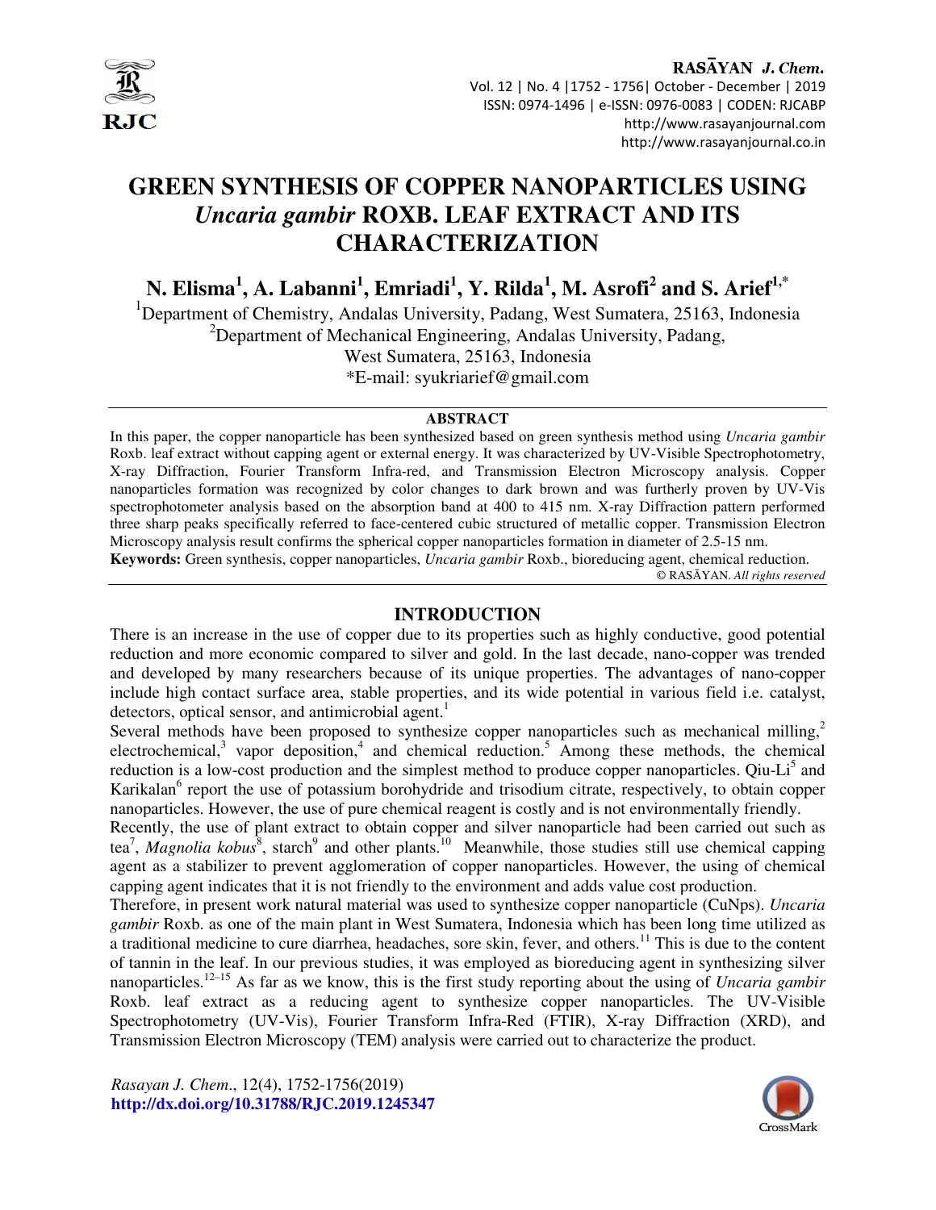# GREEN SYNTHESIS OF COPPER NANOPARTICLES USING *Uncaria gambir* ROXB. LEAF EXTRACT AND ITS CHARACTERIZATION

**N. Elisma[1], A. Labanni[1], Emriadi[1], Y. Rilda[1], M. Asrofi[2] and S. Arief[1,*]**

[1]Department of Chemistry, Andalas University, Padang, West Sumatera, 25163, Indonesia

[2]Department of Mechanical Engineering, Andalas University, Padang, West Sumatera, 25163, Indonesia

*E-mail: syukriarief@gmail.com

## ABSTRACT

In this paper, the copper nanoparticle has been synthesized based on green synthesis method using *Uncaria gambir* Roxb. leaf extract without capping agent or external energy. It was characterized by UV-Visible Spectrophotometry, X-ray Diffraction, Fourier Transform Infra-red, and Transmission Electron Microscopy analysis. Copper nanoparticles formation was recognized by color changes to dark brown and was furtherly proven by UV-Vis spectrophotometer analysis based on the absorption band at 400 to 415 nm. X-ray Diffraction pattern performed three sharp peaks specifically referred to face-centered cubic structured of metallic copper. Transmission Electron Microscopy analysis result confirms the spherical copper nanoparticles formation in diameter of 2.5-15 nm.

**Keywords:** Green synthesis, copper nanoparticles, *Uncaria gambir* Roxb., bioreducing agent, chemical reduction.

© RASĀYAN. *All rights reserved*

## INTRODUCTION

There is an increase in the use of copper due to its properties such as highly conductive, good potential reduction and more economic compared to silver and gold. In the last decade, nano-copper was trended and developed by many researchers because of its unique properties. The advantages of nano-copper include high contact surface area, stable properties, and its wide potential in various field i.e. catalyst, detectors, optical sensor, and antimicrobial agent.[1]

Several methods have been proposed to synthesize copper nanoparticles such as mechanical milling,[2] electrochemical,[3] vapor deposition,[4] and chemical reduction.[5] Among these methods, the chemical reduction is a low-cost production and the simplest method to produce copper nanoparticles. Qiu-Li[5] and Karikalan[6] report the use of potassium borohydride and trisodium citrate, respectively, to obtain copper nanoparticles. However, the use of pure chemical reagent is costly and is not environmentally friendly.

Recently, the use of plant extract to obtain copper and silver nanoparticle had been carried out such as tea[7], *Magnolia kobus*[8], starch[9] and other plants.[10] Meanwhile, those studies still use chemical capping agent as a stabilizer to prevent agglomeration of copper nanoparticles. However, the using of chemical capping agent indicates that it is not friendly to the environment and adds value cost production.

Therefore, in present work natural material was used to synthesize copper nanoparticle (CuNps). *Uncaria gambir* Roxb. as one of the main plant in West Sumatera, Indonesia which has been long time utilized as a traditional medicine to cure diarrhea, headaches, sore skin, fever, and others.[11] This is due to the content of tannin in the leaf. In our previous studies, it was employed as bioreducing agent in synthesizing silver nanoparticles.[12–15] As far as we know, this is the first study reporting about the using of *Uncaria gambir* Roxb. leaf extract as a reducing agent to synthesize copper nanoparticles. The UV-Visible Spectrophotometry (UV-Vis), Fourier Transform Infra-Red (FTIR), X-ray Diffraction (XRD), and Transmission Electron Microscopy (TEM) analysis were carried out to characterize the product.

*Rasayan J. Chem.*, 12(4), 1752-1756(2019)
**http://dx.doi.org/10.31788/RJC.2019.1245347**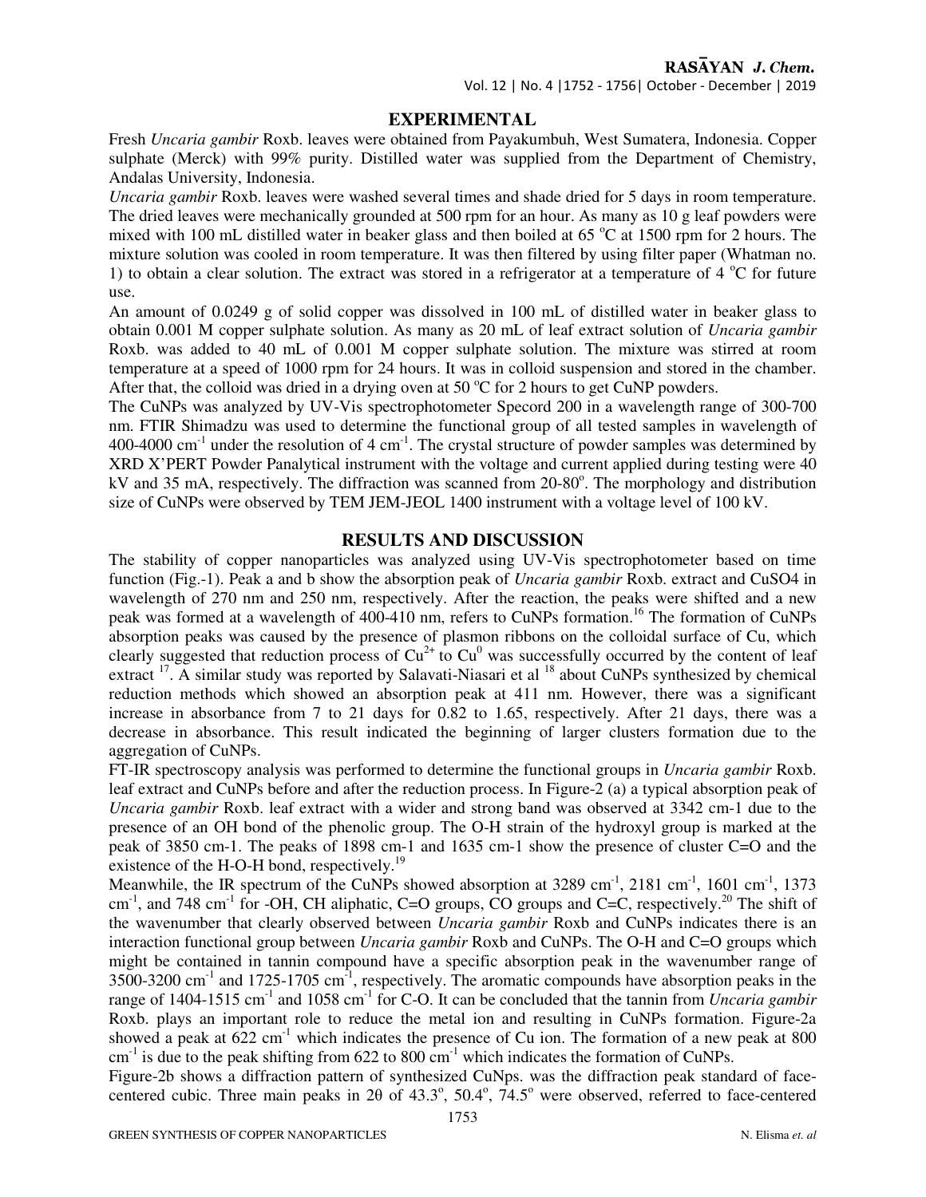## EXPERIMENTAL

Fresh *Uncaria gambir* Roxb. leaves were obtained from Payakumbuh, West Sumatera, Indonesia. Copper sulphate (Merck) with 99% purity. Distilled water was supplied from the Department of Chemistry, Andalas University, Indonesia.

*Uncaria gambir* Roxb. leaves were washed several times and shade dried for 5 days in room temperature. The dried leaves were mechanically grounded at 500 rpm for an hour. As many as 10 g leaf powders were mixed with 100 mL distilled water in beaker glass and then boiled at 65 $^{o}$C at 1500 rpm for 2 hours. The mixture solution was cooled in room temperature. It was then filtered by using filter paper (Whatman no. 1) to obtain a clear solution. The extract was stored in a refrigerator at a temperature of 4 $^{o}$C for future use.

An amount of 0.0249 g of solid copper was dissolved in 100 mL of distilled water in beaker glass to obtain 0.001 M copper sulphate solution. As many as 20 mL of leaf extract solution of *Uncaria gambir* Roxb. was added to 40 mL of 0.001 M copper sulphate solution. The mixture was stirred at room temperature at a speed of 1000 rpm for 24 hours. It was in colloid suspension and stored in the chamber. After that, the colloid was dried in a drying oven at 50 $^{o}$C for 2 hours to get CuNP powders.

The CuNPs was analyzed by UV-Vis spectrophotometer Specord 200 in a wavelength range of 300-700 nm. FTIR Shimadzu was used to determine the functional group of all tested samples in wavelength of 400-4000 cm$^{-1}$ under the resolution of 4 cm$^{-1}$. The crystal structure of powder samples was determined by XRD X'PERT Powder Panalytical instrument with the voltage and current applied during testing were 40 kV and 35 mA, respectively. The diffraction was scanned from 20-80$^{o}$. The morphology and distribution size of CuNPs were observed by TEM JEM-JEOL 1400 instrument with a voltage level of 100 kV.

## RESULTS AND DISCUSSION

The stability of copper nanoparticles was analyzed using UV-Vis spectrophotometer based on time function (Fig.-1). Peak a and b show the absorption peak of *Uncaria gambir* Roxb. extract and CuSO4 in wavelength of 270 nm and 250 nm, respectively. After the reaction, the peaks were shifted and a new peak was formed at a wavelength of 400-410 nm, refers to CuNPs formation.[16] The formation of CuNPs absorption peaks was caused by the presence of plasmon ribbons on the colloidal surface of Cu, which clearly suggested that reduction process of $Cu^{2+}$ to $Cu^{0}$ was successfully occurred by the content of leaf extract [17]. A similar study was reported by Salavati-Niasari et al [18] about CuNPs synthesized by chemical reduction methods which showed an absorption peak at 411 nm. However, there was a significant increase in absorbance from 7 to 21 days for 0.82 to 1.65, respectively. After 21 days, there was a decrease in absorbance. This result indicated the beginning of larger clusters formation due to the aggregation of CuNPs.

FT-IR spectroscopy analysis was performed to determine the functional groups in *Uncaria gambir* Roxb. leaf extract and CuNPs before and after the reduction process. In Figure-2 (a) a typical absorption peak of *Uncaria gambir* Roxb. leaf extract with a wider and strong band was observed at 3342 cm-1 due to the presence of an OH bond of the phenolic group. The O-H strain of the hydroxyl group is marked at the peak of 3850 cm-1. The peaks of 1898 cm-1 and 1635 cm-1 show the presence of cluster C=O and the existence of the H-O-H bond, respectively.[19]

Meanwhile, the IR spectrum of the CuNPs showed absorption at 3289 cm$^{-1}$, 2181 cm$^{-1}$, 1601 cm$^{-1}$, 1373 cm$^{-1}$, and 748 cm$^{-1}$ for -OH, CH aliphatic, C=O groups, CO groups and C=C, respectively.[20] The shift of the wavenumber that clearly observed between *Uncaria gambir* Roxb and CuNPs indicates there is an interaction functional group between *Uncaria gambir* Roxb and CuNPs. The O-H and C=O groups which might be contained in tannin compound have a specific absorption peak in the wavenumber range of 3500-3200 cm$^{-1}$ and 1725-1705 cm$^{-1}$, respectively. The aromatic compounds have absorption peaks in the range of 1404-1515 cm$^{-1}$ and 1058 cm$^{-1}$ for C-O. It can be concluded that the tannin from *Uncaria gambir* Roxb. plays an important role to reduce the metal ion and resulting in CuNPs formation. Figure-2a showed a peak at 622 cm$^{-1}$ which indicates the presence of Cu ion. The formation of a new peak at 800 cm$^{-1}$ is due to the peak shifting from 622 to 800 cm$^{-1}$ which indicates the formation of CuNPs.

Figure-2b shows a diffraction pattern of synthesized CuNps. was the diffraction peak standard of face-centered cubic. Three main peaks in 2θ of 43.3$^{o}$, 50.4$^{o}$, 74.5$^{o}$ were observed, referred to face-centered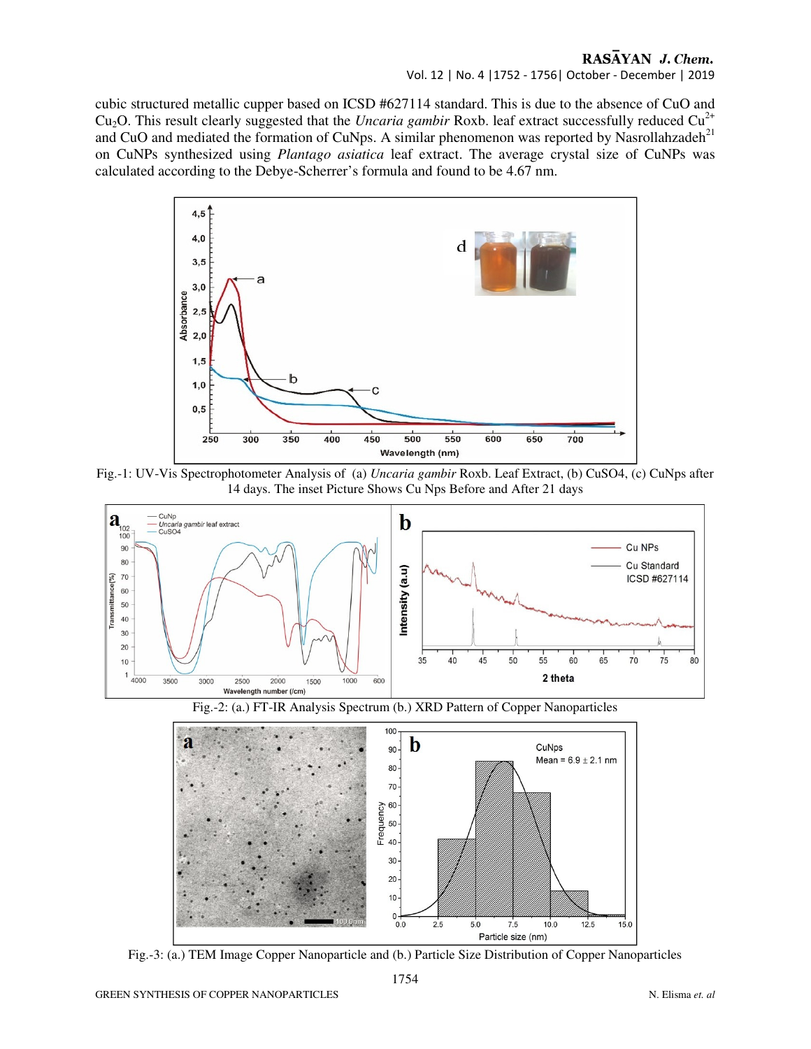cubic structured metallic cupper based on ICSD #627114 standard. This is due to the absence of CuO and $Cu_2O$. This result clearly suggested that the *Uncaria gambir* Roxb. leaf extract successfully reduced $Cu^{2+}$ and CuO and mediated the formation of CuNps. A similar phenomenon was reported by Nasrollahzadeh[21] on CuNPs synthesized using *Plantago asiatica* leaf extract. The average crystal size of CuNPs was calculated according to the Debye-Scherrer's formula and found to be 4.67 nm.

Fig.-1: UV-Vis Spectrophotometer Analysis of (a) *Uncaria gambir* Roxb. Leaf Extract, (b) CuSO4, (c) CuNps after 14 days. The inset Picture Shows Cu Nps Before and After 21 days

Fig.-2: (a.) FT-IR Analysis Spectrum (b.) XRD Pattern of Copper Nanoparticles

Fig.-3: (a.) TEM Image Copper Nanoparticle and (b.) Particle Size Distribution of Copper Nanoparticles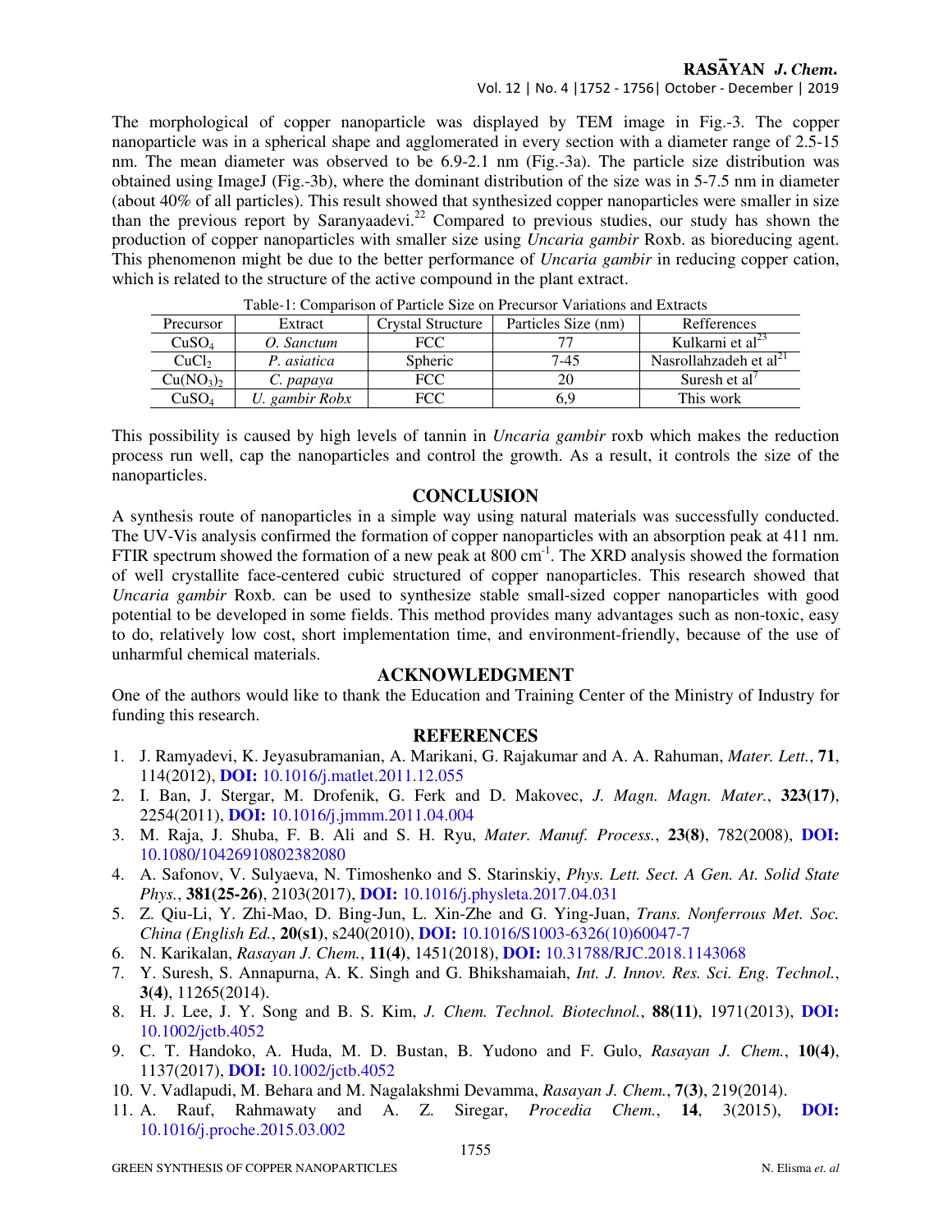The morphological of copper nanoparticle was displayed by TEM image in Fig.-3. The copper nanoparticle was in a spherical shape and agglomerated in every section with a diameter range of 2.5-15 nm. The mean diameter was observed to be 6.9-2.1 nm (Fig.-3a). The particle size distribution was obtained using ImageJ (Fig.-3b), where the dominant distribution of the size was in 5-7.5 nm in diameter (about 40% of all particles). This result showed that synthesized copper nanoparticles were smaller in size than the previous report by Saranyaadevi.[22] Compared to previous studies, our study has shown the production of copper nanoparticles with smaller size using *Uncaria gambir* Roxb. as bioreducing agent. This phenomenon might be due to the better performance of *Uncaria gambir* in reducing copper cation, which is related to the structure of the active compound in the plant extract.

Table-1: Comparison of Particle Size on Precursor Variations and Extracts

| Precursor | Extract | Crystal Structure | Particles Size (nm) | Refferences |
|---|---|---|---|---|
| $CuSO_4$ | *O. Sanctum* | FCC | 77 | Kulkarni et al[23] |
| $CuCl_2$ | *P. asiatica* | Spheric | 7-45 | Nasrollahzadeh et al[21] |
| $Cu(NO_3)_2$ | *C. papaya* | FCC | 20 | Suresh et al[7] |
| $CuSO_4$ | *U. gambir Robx* | FCC | 6,9 | This work |

This possibility is caused by high levels of tannin in *Uncaria gambir* roxb which makes the reduction process run well, cap the nanoparticles and control the growth. As a result, it controls the size of the nanoparticles.

## CONCLUSION

A synthesis route of nanoparticles in a simple way using natural materials was successfully conducted. The UV-Vis analysis confirmed the formation of copper nanoparticles with an absorption peak at 411 nm. FTIR spectrum showed the formation of a new peak at 800 $cm^{-1}$. The XRD analysis showed the formation of well crystallite face-centered cubic structured of copper nanoparticles. This research showed that *Uncaria gambir* Roxb. can be used to synthesize stable small-sized copper nanoparticles with good potential to be developed in some fields. This method provides many advantages such as non-toxic, easy to do, relatively low cost, short implementation time, and environment-friendly, because of the use of unharmful chemical materials.

## ACKNOWLEDGMENT

One of the authors would like to thank the Education and Training Center of the Ministry of Industry for funding this research.

## REFERENCES

1. J. Ramyadevi, K. Jeyasubramanian, A. Marikani, G. Rajakumar and A. A. Rahuman, *Mater. Lett.*, **71**, 114(2012), **DOI:** 10.1016/j.matlet.2011.12.055
2. I. Ban, J. Stergar, M. Drofenik, G. Ferk and D. Makovec, *J. Magn. Magn. Mater.*, **323(17)**, 2254(2011), **DOI:** 10.1016/j.jmmm.2011.04.004
3. M. Raja, J. Shuba, F. B. Ali and S. H. Ryu, *Mater. Manuf. Process.*, **23(8)**, 782(2008), **DOI:** 10.1080/10426910802382080
4. A. Safonov, V. Sulyaeva, N. Timoshenko and S. Starinskiy, *Phys. Lett. Sect. A Gen. At. Solid State Phys.*, **381(25-26)**, 2103(2017), **DOI:** 10.1016/j.physleta.2017.04.031
5. Z. Qiu-Li, Y. Zhi-Mao, D. Bing-Jun, L. Xin-Zhe and G. Ying-Juan, *Trans. Nonferrous Met. Soc. China (English Ed.*, **20(s1)**, s240(2010), **DOI:** 10.1016/S1003-6326(10)60047-7
6. N. Karikalan, *Rasayan J. Chem.*, **11(4)**, 1451(2018), **DOI:** 10.31788/RJC.2018.1143068
7. Y. Suresh, S. Annapurna, A. K. Singh and G. Bhikshamaiah, *Int. J. Innov. Res. Sci. Eng. Technol.*, **3(4)**, 11265(2014).
8. H. J. Lee, J. Y. Song and B. S. Kim, *J. Chem. Technol. Biotechnol.*, **88(11)**, 1971(2013), **DOI:** 10.1002/jctb.4052
9. C. T. Handoko, A. Huda, M. D. Bustan, B. Yudono and F. Gulo, *Rasayan J. Chem.*, **10(4)**, 1137(2017), **DOI:** 10.1002/jctb.4052
10. V. Vadlapudi, M. Behara and M. Nagalakshmi Devamma, *Rasayan J. Chem.*, **7(3)**, 219(2014).
11. A. Rauf, Rahmawaty and A. Z. Siregar, *Procedia Chem.*, **14**, 3(2015), **DOI:** 10.1016/j.proche.2015.03.002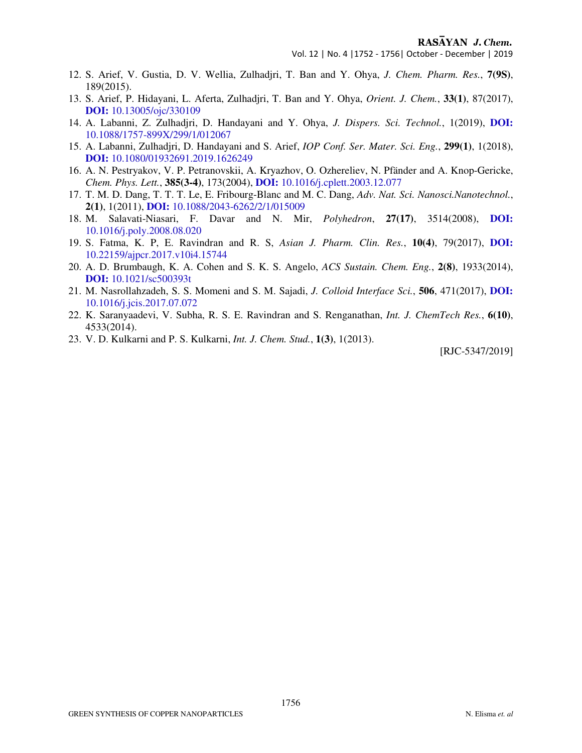12. S. Arief, V. Gustia, D. V. Wellia, Zulhadjri, T. Ban and Y. Ohya, *J. Chem. Pharm. Res.*, **7(9S)**, 189(2015).
13. S. Arief, P. Hidayani, L. Aferta, Zulhadjri, T. Ban and Y. Ohya, *Orient. J. Chem.*, **33(1)**, 87(2017), **DOI:** 10.13005/ojc/330109
14. A. Labanni, Z. Zulhadjri, D. Handayani and Y. Ohya, *J. Dispers. Sci. Technol.*, 1(2019), **DOI:** 10.1088/1757-899X/299/1/012067
15. A. Labanni, Zulhadjri, D. Handayani and S. Arief, *IOP Conf. Ser. Mater. Sci. Eng.*, **299(1)**, 1(2018), **DOI:** 10.1080/01932691.2019.1626249
16. A. N. Pestryakov, V. P. Petranovskii, A. Kryazhov, O. Ozhereliev, N. Pfänder and A. Knop-Gericke, *Chem. Phys. Lett.*, **385(3-4)**, 173(2004), **DOI:** 10.1016/j.cplett.2003.12.077
17. T. M. D. Dang, T. T. T. Le, E. Fribourg-Blanc and M. C. Dang, *Adv. Nat. Sci. Nanosci.Nanotechnol.*, **2(1)**, 1(2011), **DOI:** 10.1088/2043-6262/2/1/015009
18. M. Salavati-Niasari, F. Davar and N. Mir, *Polyhedron*, **27(17)**, 3514(2008), **DOI:** 10.1016/j.poly.2008.08.020
19. S. Fatma, K. P, E. Ravindran and R. S, *Asian J. Pharm. Clin. Res.*, **10(4)**, 79(2017), **DOI:** 10.22159/ajpcr.2017.v10i4.15744
20. A. D. Brumbaugh, K. A. Cohen and S. K. S. Angelo, *ACS Sustain. Chem. Eng.*, **2(8)**, 1933(2014), **DOI:** 10.1021/sc500393t
21. M. Nasrollahzadeh, S. S. Momeni and S. M. Sajadi, *J. Colloid Interface Sci.*, **506**, 471(2017), **DOI:** 10.1016/j.jcis.2017.07.072
22. K. Saranyaadevi, V. Subha, R. S. E. Ravindran and S. Renganathan, *Int. J. ChemTech Res.*, **6(10)**, 4533(2014).
23. V. D. Kulkarni and P. S. Kulkarni, *Int. J. Chem. Stud.*, **1(3)**, 1(2013).

[RJC-5347/2019]